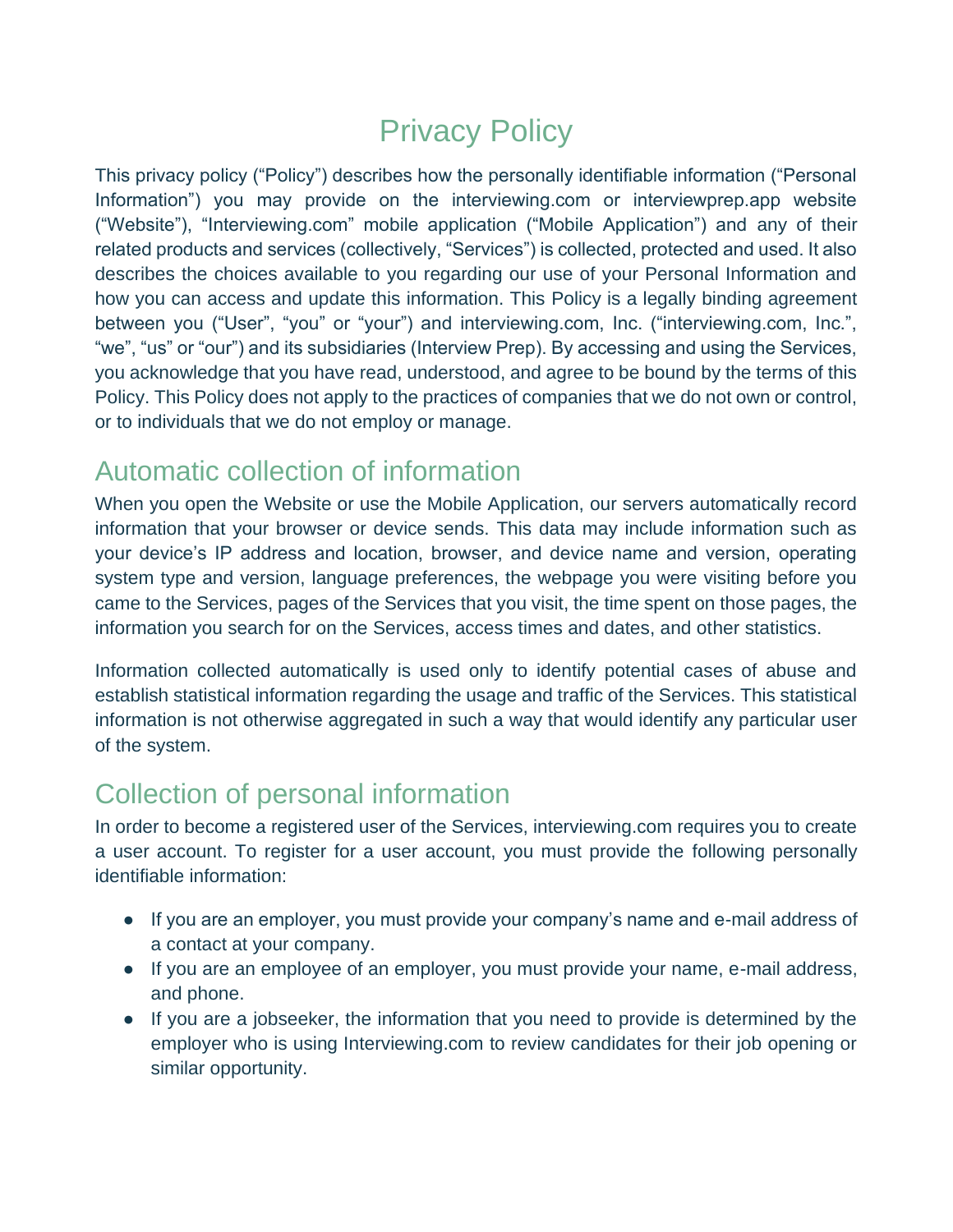# Privacy Policy

This privacy policy ("Policy") describes how the personally identifiable information ("Personal Information") you may provide on the interviewing.com or interviewprep.app website ("Website"), "Interviewing.com" mobile application ("Mobile Application") and any of their related products and services (collectively, "Services") is collected, protected and used. It also describes the choices available to you regarding our use of your Personal Information and how you can access and update this information. This Policy is a legally binding agreement between you ("User", "you" or "your") and interviewing.com, Inc. ("interviewing.com, Inc.", "we", "us" or "our") and its subsidiaries (Interview Prep). By accessing and using the Services, you acknowledge that you have read, understood, and agree to be bound by the terms of this Policy. This Policy does not apply to the practices of companies that we do not own or control, or to individuals that we do not employ or manage.

## Automatic collection of information

When you open the Website or use the Mobile Application, our servers automatically record information that your browser or device sends. This data may include information such as your device's IP address and location, browser, and device name and version, operating system type and version, language preferences, the webpage you were visiting before you came to the Services, pages of the Services that you visit, the time spent on those pages, the information you search for on the Services, access times and dates, and other statistics.

Information collected automatically is used only to identify potential cases of abuse and establish statistical information regarding the usage and traffic of the Services. This statistical information is not otherwise aggregated in such a way that would identify any particular user of the system.

## Collection of personal information

In order to become a registered user of the Services, interviewing.com requires you to create a user account. To register for a user account, you must provide the following personally identifiable information:

- If you are an employer, you must provide your company's name and e-mail address of a contact at your company.
- If you are an employee of an employer, you must provide your name, e-mail address, and phone.
- If you are a jobseeker, the information that you need to provide is determined by the employer who is using Interviewing.com to review candidates for their job opening or similar opportunity.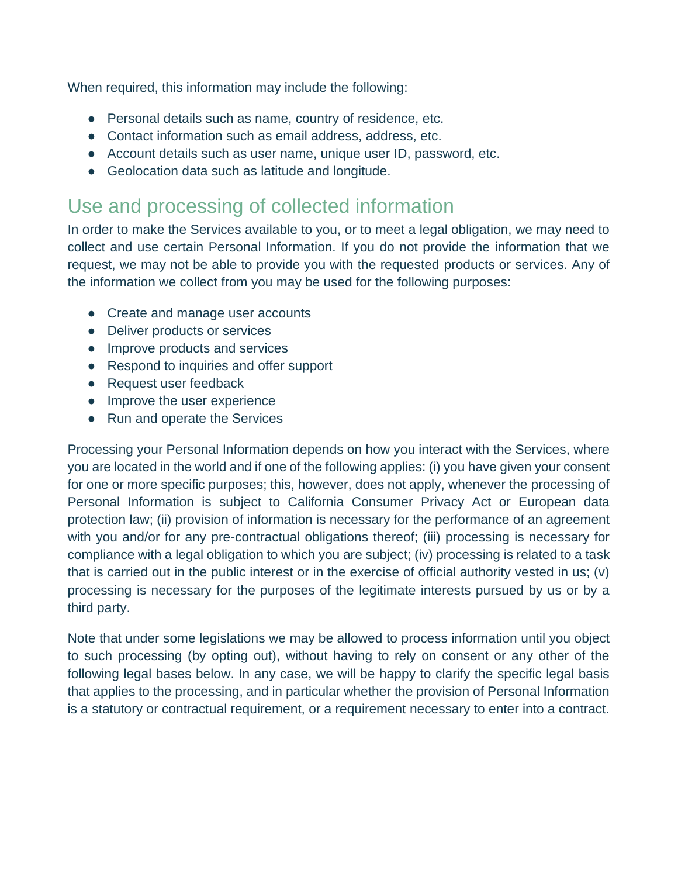When required, this information may include the following:

- Personal details such as name, country of residence, etc.
- Contact information such as email address, address, etc.
- Account details such as user name, unique user ID, password, etc.
- Geolocation data such as latitude and longitude.

## Use and processing of collected information

In order to make the Services available to you, or to meet a legal obligation, we may need to collect and use certain Personal Information. If you do not provide the information that we request, we may not be able to provide you with the requested products or services. Any of the information we collect from you may be used for the following purposes:

- Create and manage user accounts
- Deliver products or services
- Improve products and services
- Respond to inquiries and offer support
- Request user feedback
- Improve the user experience
- Run and operate the Services

Processing your Personal Information depends on how you interact with the Services, where you are located in the world and if one of the following applies: (i) you have given your consent for one or more specific purposes; this, however, does not apply, whenever the processing of Personal Information is subject to California Consumer Privacy Act or European data protection law; (ii) provision of information is necessary for the performance of an agreement with you and/or for any pre-contractual obligations thereof; (iii) processing is necessary for compliance with a legal obligation to which you are subject; (iv) processing is related to a task that is carried out in the public interest or in the exercise of official authority vested in us; (v) processing is necessary for the purposes of the legitimate interests pursued by us or by a third party.

Note that under some legislations we may be allowed to process information until you object to such processing (by opting out), without having to rely on consent or any other of the following legal bases below. In any case, we will be happy to clarify the specific legal basis that applies to the processing, and in particular whether the provision of Personal Information is a statutory or contractual requirement, or a requirement necessary to enter into a contract.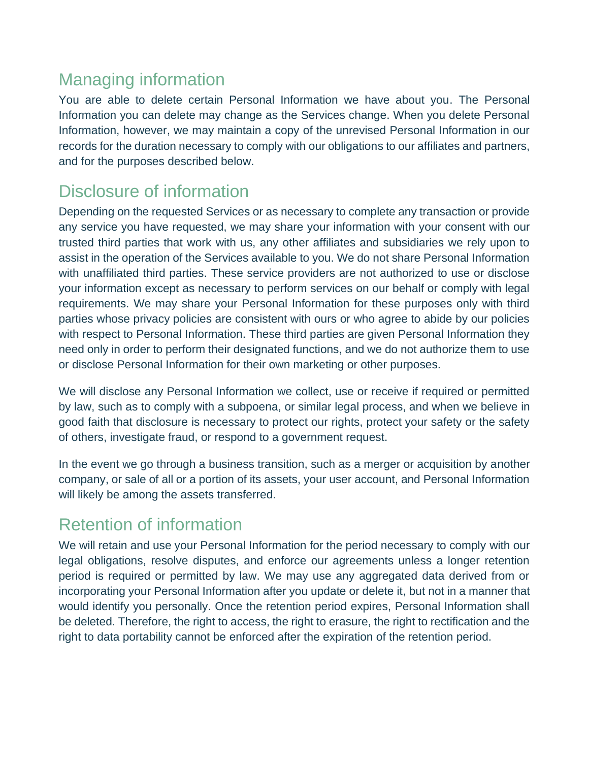## Managing information

You are able to delete certain Personal Information we have about you. The Personal Information you can delete may change as the Services change. When you delete Personal Information, however, we may maintain a copy of the unrevised Personal Information in our records for the duration necessary to comply with our obligations to our affiliates and partners, and for the purposes described below.

## Disclosure of information

Depending on the requested Services or as necessary to complete any transaction or provide any service you have requested, we may share your information with your consent with our trusted third parties that work with us, any other affiliates and subsidiaries we rely upon to assist in the operation of the Services available to you. We do not share Personal Information with unaffiliated third parties. These service providers are not authorized to use or disclose your information except as necessary to perform services on our behalf or comply with legal requirements. We may share your Personal Information for these purposes only with third parties whose privacy policies are consistent with ours or who agree to abide by our policies with respect to Personal Information. These third parties are given Personal Information they need only in order to perform their designated functions, and we do not authorize them to use or disclose Personal Information for their own marketing or other purposes.

We will disclose any Personal Information we collect, use or receive if required or permitted by law, such as to comply with a subpoena, or similar legal process, and when we believe in good faith that disclosure is necessary to protect our rights, protect your safety or the safety of others, investigate fraud, or respond to a government request.

In the event we go through a business transition, such as a merger or acquisition by another company, or sale of all or a portion of its assets, your user account, and Personal Information will likely be among the assets transferred.

## Retention of information

We will retain and use your Personal Information for the period necessary to comply with our legal obligations, resolve disputes, and enforce our agreements unless a longer retention period is required or permitted by law. We may use any aggregated data derived from or incorporating your Personal Information after you update or delete it, but not in a manner that would identify you personally. Once the retention period expires, Personal Information shall be deleted. Therefore, the right to access, the right to erasure, the right to rectification and the right to data portability cannot be enforced after the expiration of the retention period.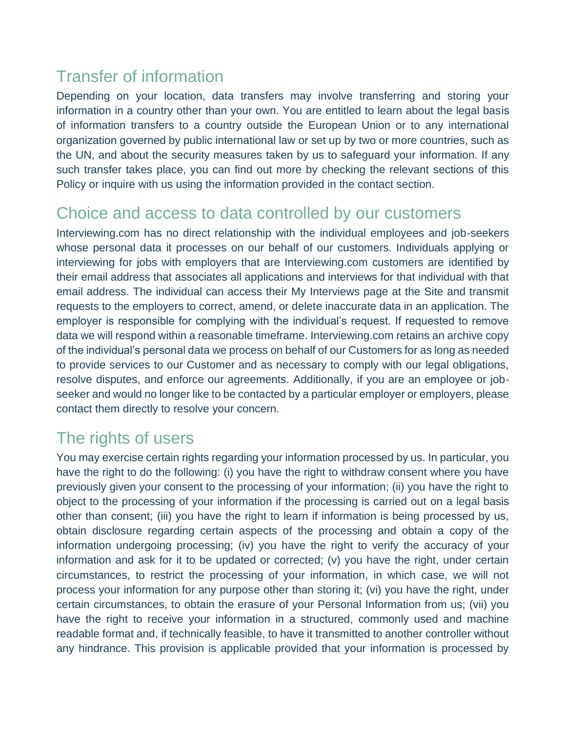## Transfer of information

Depending on your location, data transfers may involve transferring and storing your information in a country other than your own. You are entitled to learn about the legal basis of information transfers to a country outside the European Union or to any international organization governed by public international law or set up by two or more countries, such as the UN, and about the security measures taken by us to safeguard your information. If any such transfer takes place, you can find out more by checking the relevant sections of this Policy or inquire with us using the information provided in the contact section.

## Choice and access to data controlled by our customers

Interviewing.com has no direct relationship with the individual employees and job-seekers whose personal data it processes on our behalf of our customers. Individuals applying or interviewing for jobs with employers that are Interviewing.com customers are identified by their email address that associates all applications and interviews for that individual with that email address. The individual can access their My Interviews page at the Site and transmit requests to the employers to correct, amend, or delete inaccurate data in an application. The employer is responsible for complying with the individual's request. If requested to remove data we will respond within a reasonable timeframe. Interviewing.com retains an archive copy of the individual's personal data we process on behalf of our Customers for as long as needed to provide services to our Customer and as necessary to comply with our legal obligations, resolve disputes, and enforce our agreements. Additionally, if you are an employee or job-seeker and would no longer like to be contacted by a particular employer or employers, please contact them directly to resolve your concern.

## The rights of users

You may exercise certain rights regarding your information processed by us. In particular, you have the right to do the following: (i) you have the right to withdraw consent where you have previously given your consent to the processing of your information; (ii) you have the right to object to the processing of your information if the processing is carried out on a legal basis other than consent; (iii) you have the right to learn if information is being processed by us, obtain disclosure regarding certain aspects of the processing and obtain a copy of the information undergoing processing; (iv) you have the right to verify the accuracy of your information and ask for it to be updated or corrected; (v) you have the right, under certain circumstances, to restrict the processing of your information, in which case, we will not process your information for any purpose other than storing it; (vi) you have the right, under certain circumstances, to obtain the erasure of your Personal Information from us; (vii) you have the right to receive your information in a structured, commonly used and machine readable format and, if technically feasible, to have it transmitted to another controller without any hindrance. This provision is applicable provided that your information is processed by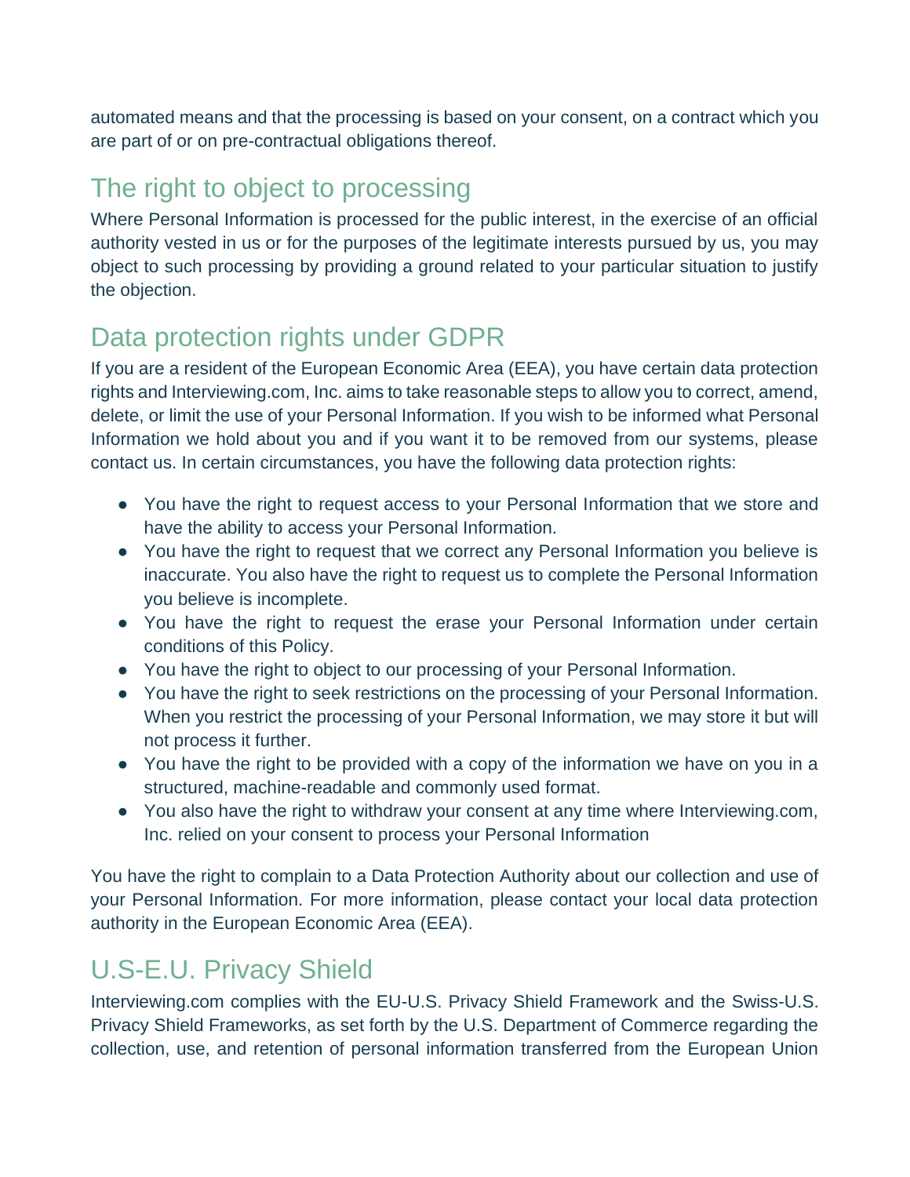automated means and that the processing is based on your consent, on a contract which you are part of or on pre-contractual obligations thereof.

## The right to object to processing

Where Personal Information is processed for the public interest, in the exercise of an official authority vested in us or for the purposes of the legitimate interests pursued by us, you may object to such processing by providing a ground related to your particular situation to justify the objection.

## Data protection rights under GDPR

If you are a resident of the European Economic Area (EEA), you have certain data protection rights and Interviewing.com, Inc. aims to take reasonable steps to allow you to correct, amend, delete, or limit the use of your Personal Information. If you wish to be informed what Personal Information we hold about you and if you want it to be removed from our systems, please contact us. In certain circumstances, you have the following data protection rights:

- You have the right to request access to your Personal Information that we store and have the ability to access your Personal Information.
- You have the right to request that we correct any Personal Information you believe is inaccurate. You also have the right to request us to complete the Personal Information you believe is incomplete.
- You have the right to request the erase your Personal Information under certain conditions of this Policy.
- You have the right to object to our processing of your Personal Information.
- You have the right to seek restrictions on the processing of your Personal Information. When you restrict the processing of your Personal Information, we may store it but will not process it further.
- You have the right to be provided with a copy of the information we have on you in a structured, machine-readable and commonly used format.
- You also have the right to withdraw your consent at any time where Interviewing.com, Inc. relied on your consent to process your Personal Information

You have the right to complain to a Data Protection Authority about our collection and use of your Personal Information. For more information, please contact your local data protection authority in the European Economic Area (EEA).

## U.S-E.U. Privacy Shield

Interviewing.com complies with the EU-U.S. Privacy Shield Framework and the Swiss-U.S. Privacy Shield Frameworks, as set forth by the U.S. Department of Commerce regarding the collection, use, and retention of personal information transferred from the European Union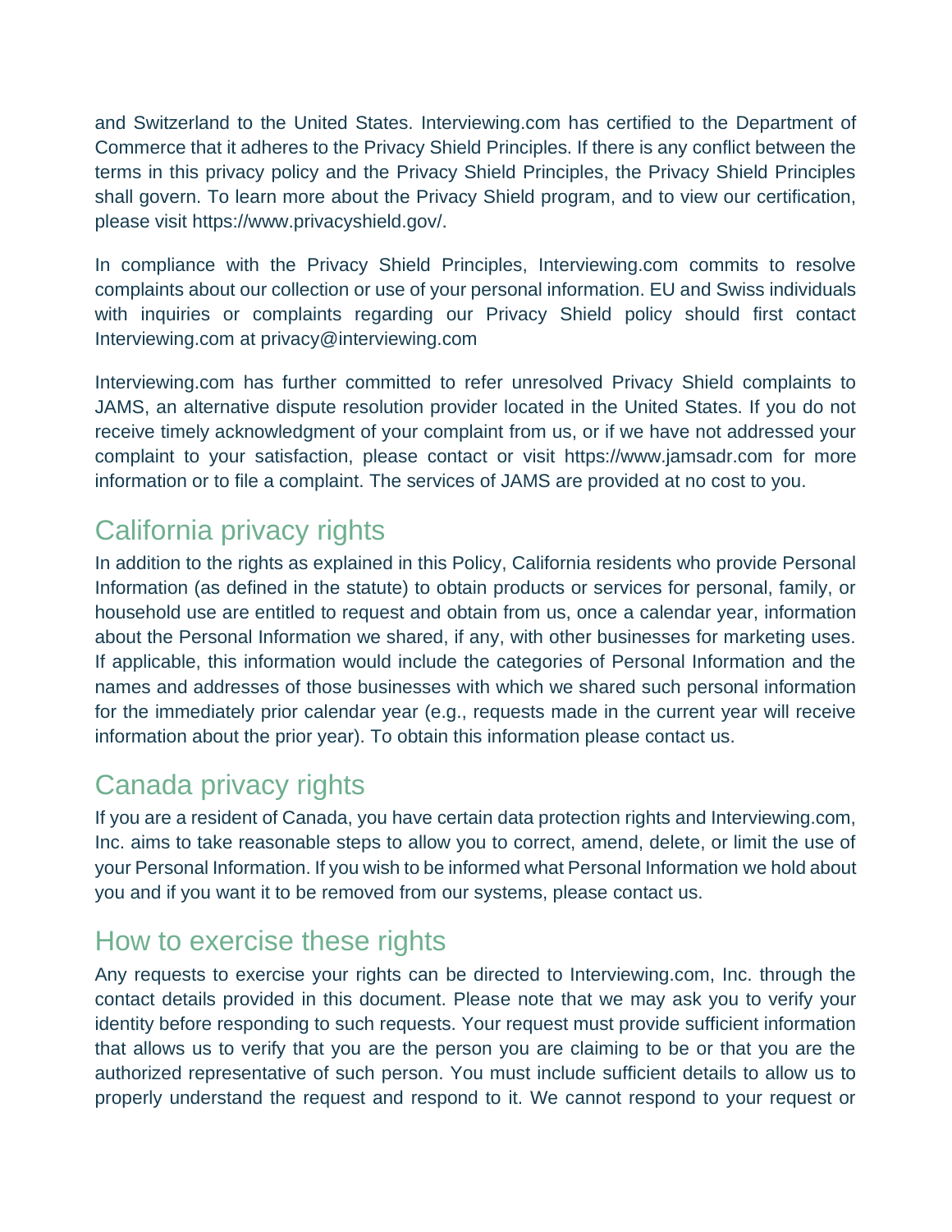and Switzerland to the United States. Interviewing.com has certified to the Department of Commerce that it adheres to the Privacy Shield Principles. If there is any conflict between the terms in this privacy policy and the Privacy Shield Principles, the Privacy Shield Principles shall govern. To learn more about the Privacy Shield program, and to view our certification, please visit https://www.privacyshield.gov/.

In compliance with the Privacy Shield Principles, Interviewing.com commits to resolve complaints about our collection or use of your personal information. EU and Swiss individuals with inquiries or complaints regarding our Privacy Shield policy should first contact Interviewing.com at privacy@interviewing.com

Interviewing.com has further committed to refer unresolved Privacy Shield complaints to JAMS, an alternative dispute resolution provider located in the United States. If you do not receive timely acknowledgment of your complaint from us, or if we have not addressed your complaint to your satisfaction, please contact or visit https://www.jamsadr.com for more information or to file a complaint. The services of JAMS are provided at no cost to you.

## California privacy rights

In addition to the rights as explained in this Policy, California residents who provide Personal Information (as defined in the statute) to obtain products or services for personal, family, or household use are entitled to request and obtain from us, once a calendar year, information about the Personal Information we shared, if any, with other businesses for marketing uses. If applicable, this information would include the categories of Personal Information and the names and addresses of those businesses with which we shared such personal information for the immediately prior calendar year (e.g., requests made in the current year will receive information about the prior year). To obtain this information please contact us.

## Canada privacy rights

If you are a resident of Canada, you have certain data protection rights and Interviewing.com, Inc. aims to take reasonable steps to allow you to correct, amend, delete, or limit the use of your Personal Information. If you wish to be informed what Personal Information we hold about you and if you want it to be removed from our systems, please contact us.

## How to exercise these rights

Any requests to exercise your rights can be directed to Interviewing.com, Inc. through the contact details provided in this document. Please note that we may ask you to verify your identity before responding to such requests. Your request must provide sufficient information that allows us to verify that you are the person you are claiming to be or that you are the authorized representative of such person. You must include sufficient details to allow us to properly understand the request and respond to it. We cannot respond to your request or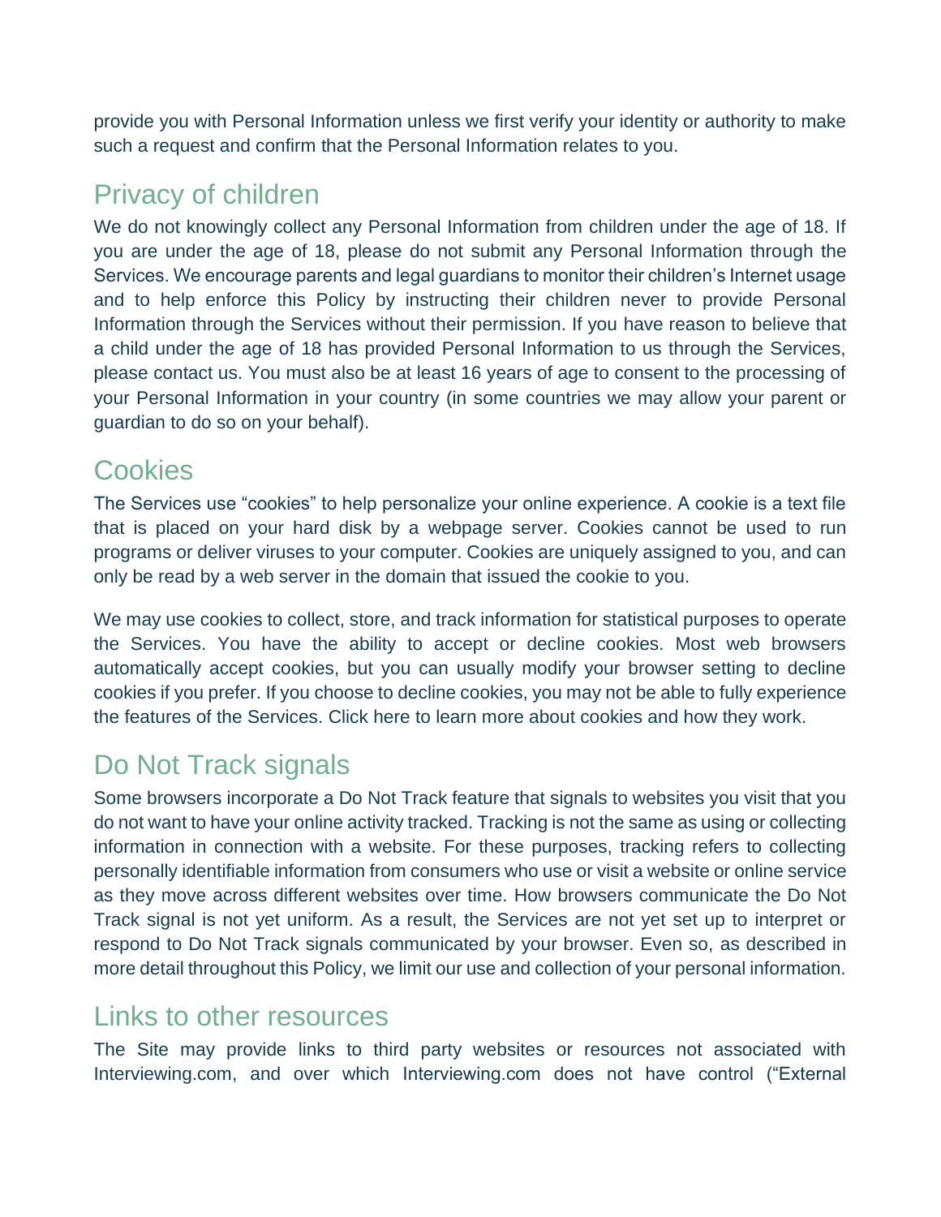provide you with Personal Information unless we first verify your identity or authority to make such a request and confirm that the Personal Information relates to you.

## Privacy of children

We do not knowingly collect any Personal Information from children under the age of 18. If you are under the age of 18, please do not submit any Personal Information through the Services. We encourage parents and legal guardians to monitor their children's Internet usage and to help enforce this Policy by instructing their children never to provide Personal Information through the Services without their permission. If you have reason to believe that a child under the age of 18 has provided Personal Information to us through the Services, please contact us. You must also be at least 16 years of age to consent to the processing of your Personal Information in your country (in some countries we may allow your parent or guardian to do so on your behalf).

## Cookies

The Services use "cookies" to help personalize your online experience. A cookie is a text file that is placed on your hard disk by a webpage server. Cookies cannot be used to run programs or deliver viruses to your computer. Cookies are uniquely assigned to you, and can only be read by a web server in the domain that issued the cookie to you.

We may use cookies to collect, store, and track information for statistical purposes to operate the Services. You have the ability to accept or decline cookies. Most web browsers automatically accept cookies, but you can usually modify your browser setting to decline cookies if you prefer. If you choose to decline cookies, you may not be able to fully experience the features of the Services. Click here to learn more about cookies and how they work.

## Do Not Track signals

Some browsers incorporate a Do Not Track feature that signals to websites you visit that you do not want to have your online activity tracked. Tracking is not the same as using or collecting information in connection with a website. For these purposes, tracking refers to collecting personally identifiable information from consumers who use or visit a website or online service as they move across different websites over time. How browsers communicate the Do Not Track signal is not yet uniform. As a result, the Services are not yet set up to interpret or respond to Do Not Track signals communicated by your browser. Even so, as described in more detail throughout this Policy, we limit our use and collection of your personal information.

## Links to other resources

The Site may provide links to third party websites or resources not associated with Interviewing.com, and over which Interviewing.com does not have control ("External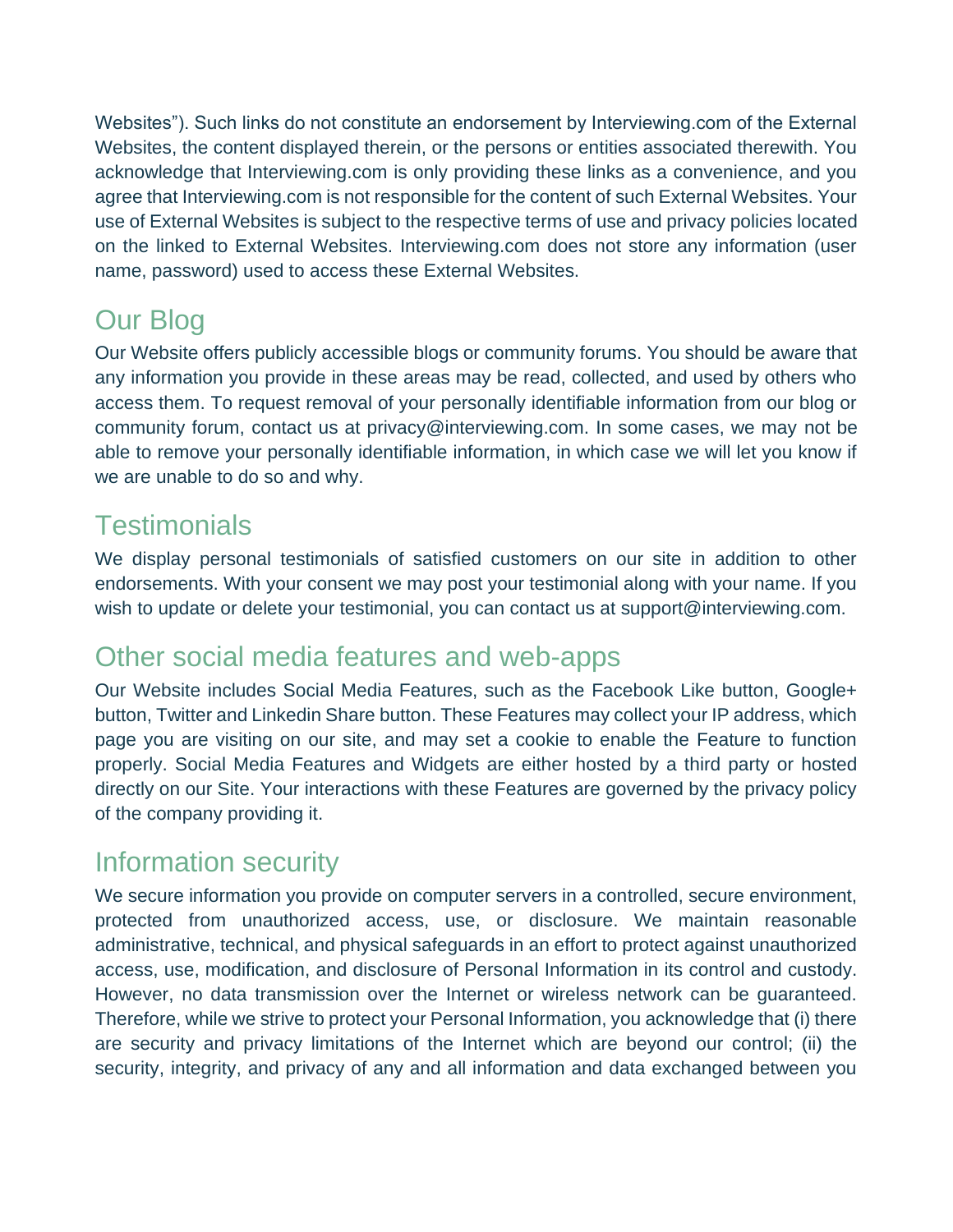Websites"). Such links do not constitute an endorsement by Interviewing.com of the External Websites, the content displayed therein, or the persons or entities associated therewith. You acknowledge that Interviewing.com is only providing these links as a convenience, and you agree that Interviewing.com is not responsible for the content of such External Websites. Your use of External Websites is subject to the respective terms of use and privacy policies located on the linked to External Websites. Interviewing.com does not store any information (user name, password) used to access these External Websites.

## Our Blog

Our Website offers publicly accessible blogs or community forums. You should be aware that any information you provide in these areas may be read, collected, and used by others who access them. To request removal of your personally identifiable information from our blog or community forum, contact us at privacy@interviewing.com. In some cases, we may not be able to remove your personally identifiable information, in which case we will let you know if we are unable to do so and why.

## Testimonials

We display personal testimonials of satisfied customers on our site in addition to other endorsements. With your consent we may post your testimonial along with your name. If you wish to update or delete your testimonial, you can contact us at support@interviewing.com.

## Other social media features and web-apps

Our Website includes Social Media Features, such as the Facebook Like button, Google+ button, Twitter and Linkedin Share button. These Features may collect your IP address, which page you are visiting on our site, and may set a cookie to enable the Feature to function properly. Social Media Features and Widgets are either hosted by a third party or hosted directly on our Site. Your interactions with these Features are governed by the privacy policy of the company providing it.

## Information security

We secure information you provide on computer servers in a controlled, secure environment, protected from unauthorized access, use, or disclosure. We maintain reasonable administrative, technical, and physical safeguards in an effort to protect against unauthorized access, use, modification, and disclosure of Personal Information in its control and custody. However, no data transmission over the Internet or wireless network can be guaranteed. Therefore, while we strive to protect your Personal Information, you acknowledge that (i) there are security and privacy limitations of the Internet which are beyond our control; (ii) the security, integrity, and privacy of any and all information and data exchanged between you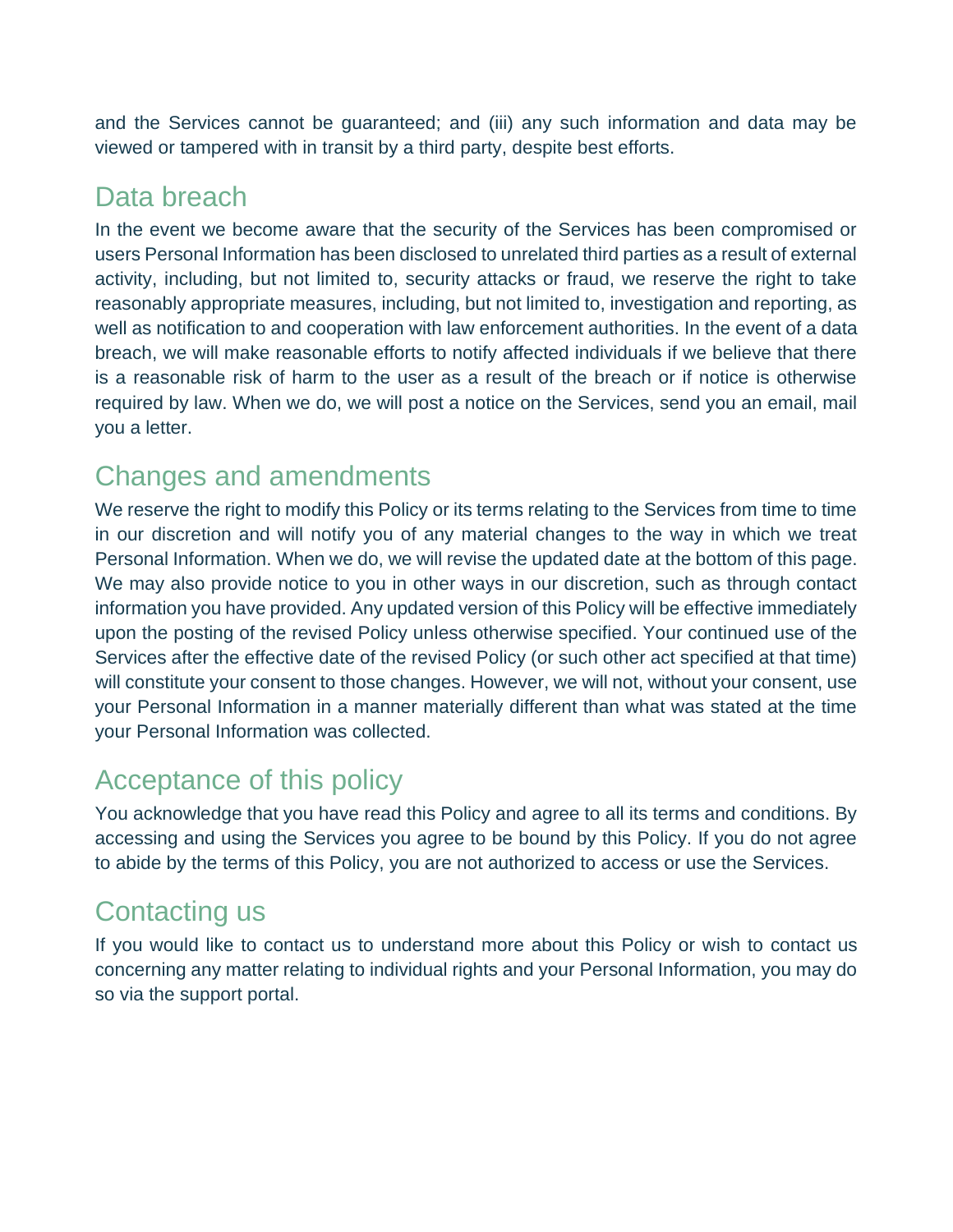and the Services cannot be guaranteed; and (iii) any such information and data may be viewed or tampered with in transit by a third party, despite best efforts.

## Data breach

In the event we become aware that the security of the Services has been compromised or users Personal Information has been disclosed to unrelated third parties as a result of external activity, including, but not limited to, security attacks or fraud, we reserve the right to take reasonably appropriate measures, including, but not limited to, investigation and reporting, as well as notification to and cooperation with law enforcement authorities. In the event of a data breach, we will make reasonable efforts to notify affected individuals if we believe that there is a reasonable risk of harm to the user as a result of the breach or if notice is otherwise required by law. When we do, we will post a notice on the Services, send you an email, mail you a letter.

## Changes and amendments

We reserve the right to modify this Policy or its terms relating to the Services from time to time in our discretion and will notify you of any material changes to the way in which we treat Personal Information. When we do, we will revise the updated date at the bottom of this page. We may also provide notice to you in other ways in our discretion, such as through contact information you have provided. Any updated version of this Policy will be effective immediately upon the posting of the revised Policy unless otherwise specified. Your continued use of the Services after the effective date of the revised Policy (or such other act specified at that time) will constitute your consent to those changes. However, we will not, without your consent, use your Personal Information in a manner materially different than what was stated at the time your Personal Information was collected.

## Acceptance of this policy

You acknowledge that you have read this Policy and agree to all its terms and conditions. By accessing and using the Services you agree to be bound by this Policy. If you do not agree to abide by the terms of this Policy, you are not authorized to access or use the Services.

## Contacting us

If you would like to contact us to understand more about this Policy or wish to contact us concerning any matter relating to individual rights and your Personal Information, you may do so via the support portal.